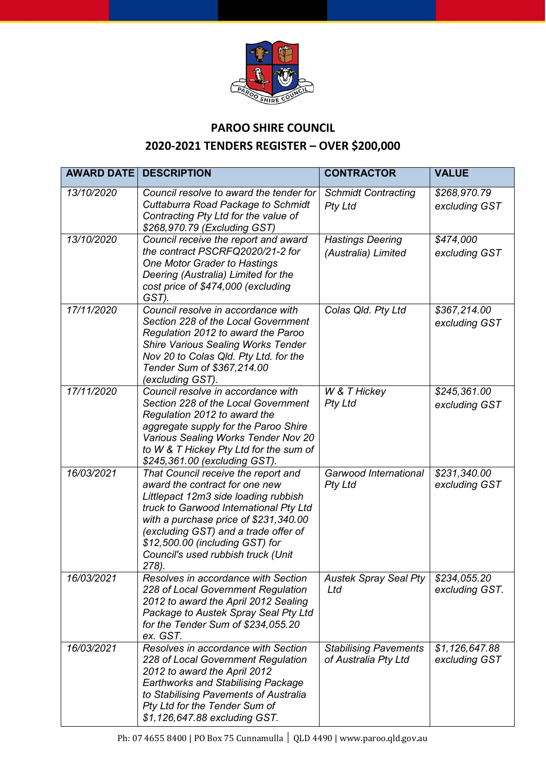# PAROO SHIRE COUNCIL

## 2020-2021 TENDERS REGISTER – OVER $200,000

| AWARD DATE | DESCRIPTION | CONTRACTOR | VALUE |
|---|---|---|---|
| *13/10/2020* | *Council resolve to award the tender for Cuttaburra Road Package to Schmidt Contracting Pty Ltd for the value of $268,970.79 (Excluding GST)* | *Schmidt Contracting Pty Ltd* | *$268,970.79 excluding GST* |
| *13/10/2020* | *Council receive the report and award the contract PSCRFQ2020/21-2 for One Motor Grader to Hastings Deering (Australia) Limited for the cost price of $474,000 (excluding GST).* | *Hastings Deering (Australia) Limited* | *$474,000 excluding GST* |
| *17/11/2020* | *Council resolve in accordance with Section 228 of the Local Government Regulation 2012 to award the Paroo Shire Various Sealing Works Tender Nov 20 to Colas Qld. Pty Ltd. for the Tender Sum of $367,214.00 (excluding GST).* | *Colas Qld. Pty Ltd* | *$367,214.00 excluding GST* |
| *17/11/2020* | *Council resolve in accordance with Section 228 of the Local Government Regulation 2012 to award the aggregate supply for the Paroo Shire Various Sealing Works Tender Nov 20 to W & T Hickey Pty Ltd for the sum of $245,361.00 (excluding GST).* | *W & T Hickey Pty Ltd* | *$245,361.00 excluding GST* |
| *16/03/2021* | *That Council receive the report and award the contract for one new Littlepact 12m3 side loading rubbish truck to Garwood International Pty Ltd with a purchase price of $231,340.00 (excluding GST) and a trade offer of $12,500.00 (including GST) for Council's used rubbish truck (Unit 278).* | *Garwood International Pty Ltd* | *$231,340.00 excluding GST* |
| *16/03/2021* | *Resolves in accordance with Section 228 of Local Government Regulation 2012 to award the April 2012 Sealing Package to Austek Spray Seal Pty Ltd for the Tender Sum of $234,055.20 ex. GST.* | *Austek Spray Seal Pty Ltd* | *$234,055.20 excluding GST.* |
| *16/03/2021* | *Resolves in accordance with Section 228 of Local Government Regulation 2012 to award the April 2012 Earthworks and Stabilising Package to Stabilising Pavements of Australia Pty Ltd for the Tender Sum of $1,126,647.88 excluding GST.* | *Stabilising Pavements of Australia Pty Ltd* | *$1,126,647.88 excluding GST* |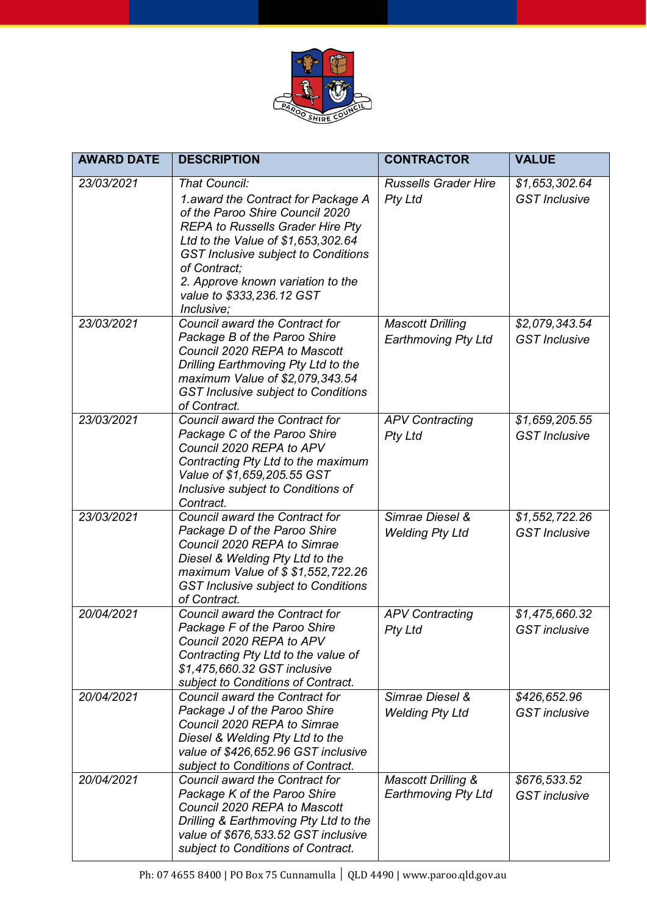| AWARD DATE | DESCRIPTION | CONTRACTOR | VALUE |
|---|---|---|---|
| *23/03/2021* | *That Council:*<br>*1.award the Contract for Package A of the Paroo Shire Council 2020 REPA to Russells Grader Hire Pty Ltd to the Value of $1,653,302.64 GST Inclusive subject to Conditions of Contract;*<br>*2. Approve known variation to the value to $333,236.12 GST Inclusive;* | *Russells Grader Hire Pty Ltd* | *$1,653,302.64 GST Inclusive* |
| *23/03/2021* | *Council award the Contract for Package B of the Paroo Shire Council 2020 REPA to Mascott Drilling Earthmoving Pty Ltd to the maximum Value of $2,079,343.54 GST Inclusive subject to Conditions of Contract.* | *Mascott Drilling Earthmoving Pty Ltd* | *$2,079,343.54 GST Inclusive* |
| *23/03/2021* | *Council award the Contract for Package C of the Paroo Shire Council 2020 REPA to APV Contracting Pty Ltd to the maximum Value of $1,659,205.55 GST Inclusive subject to Conditions of Contract.* | *APV Contracting Pty Ltd* | *$1,659,205.55 GST Inclusive* |
| *23/03/2021* | *Council award the Contract for Package D of the Paroo Shire Council 2020 REPA to Simrae Diesel & Welding Pty Ltd to the maximum Value of $ $1,552,722.26 GST Inclusive subject to Conditions of Contract.* | *Simrae Diesel & Welding Pty Ltd* | *$1,552,722.26 GST Inclusive* |
| *20/04/2021* | *Council award the Contract for Package F of the Paroo Shire Council 2020 REPA to APV Contracting Pty Ltd to the value of $1,475,660.32 GST inclusive subject to Conditions of Contract.* | *APV Contracting Pty Ltd* | *$1,475,660.32 GST inclusive* |
| *20/04/2021* | *Council award the Contract for Package J of the Paroo Shire Council 2020 REPA to Simrae Diesel & Welding Pty Ltd to the value of $426,652.96 GST inclusive subject to Conditions of Contract.* | *Simrae Diesel & Welding Pty Ltd* | *$426,652.96 GST inclusive* |
| *20/04/2021* | *Council award the Contract for Package K of the Paroo Shire Council 2020 REPA to Mascott Drilling & Earthmoving Pty Ltd to the value of $676,533.52 GST inclusive subject to Conditions of Contract.* | *Mascott Drilling & Earthmoving Pty Ltd* | *$676,533.52 GST inclusive* |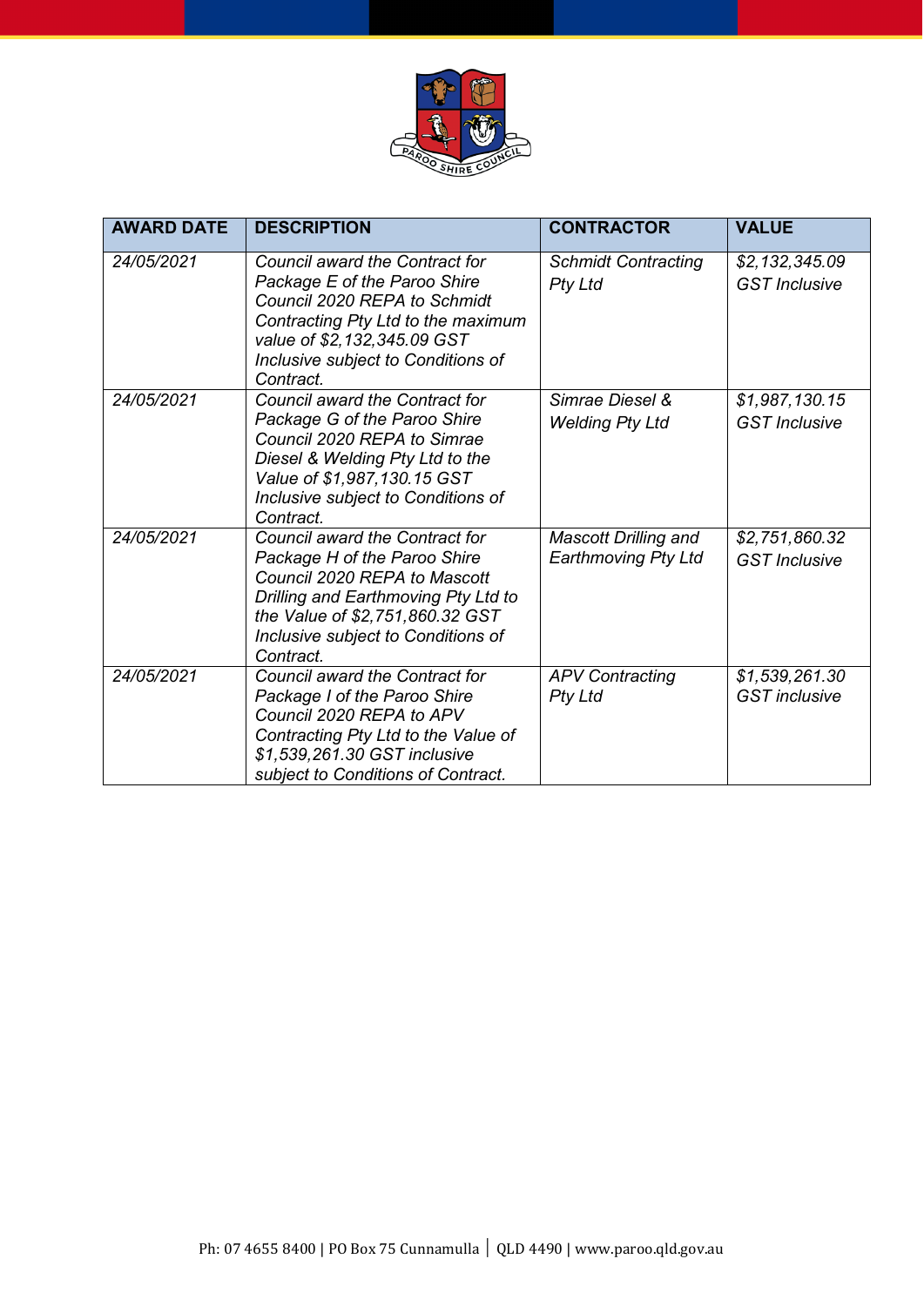| AWARD DATE | DESCRIPTION | CONTRACTOR | VALUE |
|---|---|---|---|
| *24/05/2021* | *Council award the Contract for Package E of the Paroo Shire Council 2020 REPA to Schmidt Contracting Pty Ltd to the maximum value of $2,132,345.09 GST Inclusive subject to Conditions of Contract.* | *Schmidt Contracting Pty Ltd* | *$2,132,345.09 GST Inclusive* |
| *24/05/2021* | *Council award the Contract for Package G of the Paroo Shire Council 2020 REPA to Simrae Diesel & Welding Pty Ltd to the Value of $1,987,130.15 GST Inclusive subject to Conditions of Contract.* | *Simrae Diesel & Welding Pty Ltd* | *$1,987,130.15 GST Inclusive* |
| *24/05/2021* | *Council award the Contract for Package H of the Paroo Shire Council 2020 REPA to Mascott Drilling and Earthmoving Pty Ltd to the Value of $2,751,860.32 GST Inclusive subject to Conditions of Contract.* | *Mascott Drilling and Earthmoving Pty Ltd* | *$2,751,860.32 GST Inclusive* |
| *24/05/2021* | *Council award the Contract for Package I of the Paroo Shire Council 2020 REPA to APV Contracting Pty Ltd to the Value of $1,539,261.30 GST inclusive subject to Conditions of Contract.* | *APV Contracting Pty Ltd* | *$1,539,261.30 GST inclusive* |